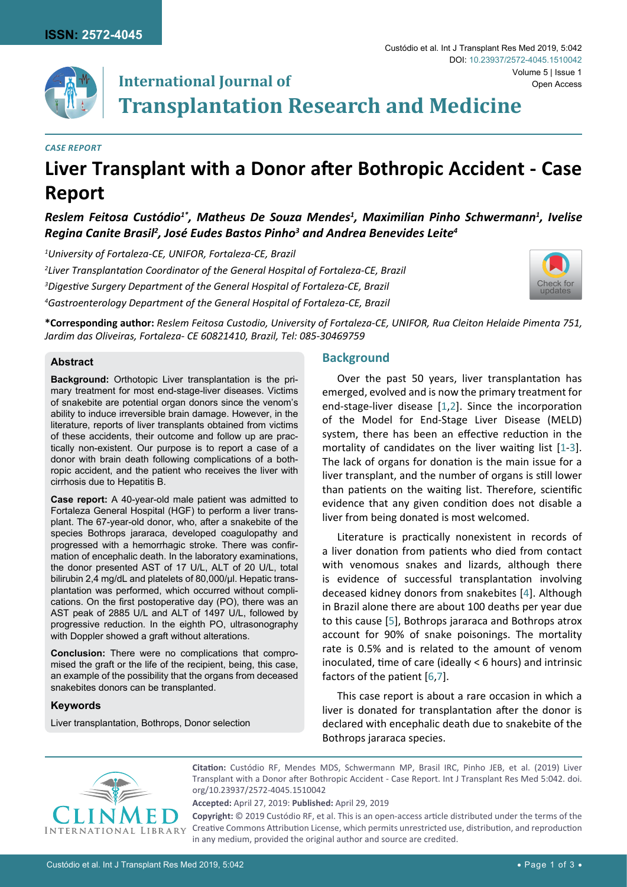*CASE REPORT*

# Liver Transplant with a Donor after Bothropic Accident - Case Report

***Reslem Feitosa Custódio[1*], Matheus De Souza Mendes[1], Maximilian Pinho Schwermann[1], Ivelise Regina Canite Brasil[2], José Eudes Bastos Pinho[3] and Andrea Benevides Leite[4]***

*[1]University of Fortaleza-CE, UNIFOR, Fortaleza-CE, Brazil*

*[2]Liver Transplantation Coordinator of the General Hospital of Fortaleza-CE, Brazil*

*[3]Digestive Surgery Department of the General Hospital of Fortaleza-CE, Brazil*

*[4]Gastroenterology Department of the General Hospital of Fortaleza-CE, Brazil*

**\*Corresponding author:** *Reslem Feitosa Custodio, University of Fortaleza-CE, UNIFOR, Rua Cleiton Helaide Pimenta 751, Jardim das Oliveiras, Fortaleza- CE 60821410, Brazil, Tel: 085-30469759*

### Abstract

**Background:** Orthotopic Liver transplantation is the primary treatment for most end-stage-liver diseases. Victims of snakebite are potential organ donors since the venom's ability to induce irreversible brain damage. However, in the literature, reports of liver transplants obtained from victims of these accidents, their outcome and follow up are practically non-existent. Our purpose is to report a case of a donor with brain death following complications of a bothropic accident, and the patient who receives the liver with cirrhosis due to Hepatitis B.

**Case report:** A 40-year-old male patient was admitted to Fortaleza General Hospital (HGF) to perform a liver transplant. The 67-year-old donor, who, after a snakebite of the species Bothrops jararaca, developed coagulopathy and progressed with a hemorrhagic stroke. There was confirmation of encephalic death. In the laboratory examinations, the donor presented AST of 17 U/L, ALT of 20 U/L, total bilirubin 2,4 mg/dL and platelets of 80,000/μl. Hepatic transplantation was performed, which occurred without complications. On the first postoperative day (PO), there was an AST peak of 2885 U/L and ALT of 1497 U/L, followed by progressive reduction. In the eighth PO, ultrasonography with Doppler showed a graft without alterations.

**Conclusion:** There were no complications that compromised the graft or the life of the recipient, being, this case, an example of the possibility that the organs from deceased snakebites donors can be transplanted.

### Keywords

Liver transplantation, Bothrops, Donor selection

## Background

Over the past 50 years, liver transplantation has emerged, evolved and is now the primary treatment for end-stage-liver disease [1,2]. Since the incorporation of the Model for End-Stage Liver Disease (MELD) system, there has been an effective reduction in the mortality of candidates on the liver waiting list [1-3]. The lack of organs for donation is the main issue for a liver transplant, and the number of organs is still lower than patients on the waiting list. Therefore, scientific evidence that any given condition does not disable a liver from being donated is most welcomed.

Literature is practically nonexistent in records of a liver donation from patients who died from contact with venomous snakes and lizards, although there is evidence of successful transplantation involving deceased kidney donors from snakebites [4]. Although in Brazil alone there are about 100 deaths per year due to this cause [5], Bothrops jararaca and Bothrops atrox account for 90% of snake poisonings. The mortality rate is 0.5% and is related to the amount of venom inoculated, time of care (ideally < 6 hours) and intrinsic factors of the patient [6,7].

This case report is about a rare occasion in which a liver is donated for transplantation after the donor is declared with encephalic death due to snakebite of the Bothrops jararaca species.

**Citation:** Custódio RF, Mendes MDS, Schwermann MP, Brasil IRC, Pinho JEB, et al. (2019) Liver Transplant with a Donor after Bothropic Accident - Case Report. Int J Transplant Res Med 5:042. doi.org/10.23937/2572-4045.1510042

**Accepted:** April 27, 2019: **Published:** April 29, 2019

**Copyright:** © 2019 Custódio RF, et al. This is an open-access article distributed under the terms of the Creative Commons Attribution License, which permits unrestricted use, distribution, and reproduction in any medium, provided the original author and source are credited.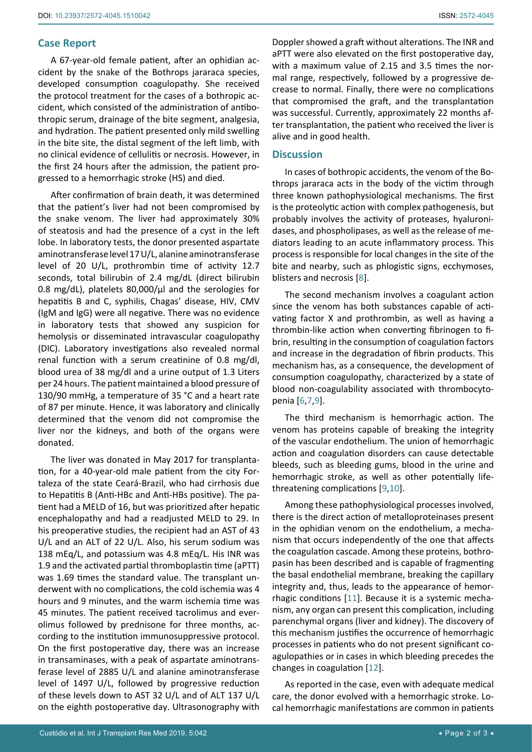## Case Report

A 67-year-old female patient, after an ophidian accident by the snake of the Bothrops jararaca species, developed consumption coagulopathy. She received the protocol treatment for the cases of a bothropic accident, which consisted of the administration of antibothropic serum, drainage of the bite segment, analgesia, and hydration. The patient presented only mild swelling in the bite site, the distal segment of the left limb, with no clinical evidence of cellulitis or necrosis. However, in the first 24 hours after the admission, the patient progressed to a hemorrhagic stroke (HS) and died.

After confirmation of brain death, it was determined that the patient's liver had not been compromised by the snake venom. The liver had approximately 30% of steatosis and had the presence of a cyst in the left lobe. In laboratory tests, the donor presented aspartate aminotransferase level 17 U/L, alanine aminotransferase level of 20 U/L, prothrombin time of activity 12.7 seconds, total bilirubin of 2.4 mg/dL (direct bilirubin 0.8 mg/dL), platelets 80,000/µl and the serologies for hepatitis B and C, syphilis, Chagas' disease, HIV, CMV (IgM and IgG) were all negative. There was no evidence in laboratory tests that showed any suspicion for hemolysis or disseminated intravascular coagulopathy (DIC). Laboratory investigations also revealed normal renal function with a serum creatinine of 0.8 mg/dl, blood urea of 38 mg/dl and a urine output of 1.3 Liters per 24 hours. The patient maintained a blood pressure of 130/90 mmHg, a temperature of 35 °C and a heart rate of 87 per minute. Hence, it was laboratory and clinically determined that the venom did not compromise the liver nor the kidneys, and both of the organs were donated.

The liver was donated in May 2017 for transplantation, for a 40-year-old male patient from the city Fortaleza of the state Ceará-Brazil, who had cirrhosis due to Hepatitis B (Anti-HBc and Anti-HBs positive). The patient had a MELD of 16, but was prioritized after hepatic encephalopathy and had a readjusted MELD to 29. In his preoperative studies, the recipient had an AST of 43 U/L and an ALT of 22 U/L. Also, his serum sodium was 138 mEq/L, and potassium was 4.8 mEq/L. His INR was 1.9 and the activated partial thromboplastin time (aPTT) was 1.69 times the standard value. The transplant underwent with no complications, the cold ischemia was 4 hours and 9 minutes, and the warm ischemia time was 45 minutes. The patient received tacrolimus and everolimus followed by prednisone for three months, according to the institution immunosuppressive protocol. On the first postoperative day, there was an increase in transaminases, with a peak of aspartate aminotransferase level of 2885 U/L and alanine aminotransferase level of 1497 U/L, followed by progressive reduction of these levels down to AST 32 U/L and of ALT 137 U/L on the eighth postoperative day. Ultrasonography with Doppler showed a graft without alterations. The INR and aPTT were also elevated on the first postoperative day, with a maximum value of 2.15 and 3.5 times the normal range, respectively, followed by a progressive decrease to normal. Finally, there were no complications that compromised the graft, and the transplantation was successful. Currently, approximately 22 months after transplantation, the patient who received the liver is alive and in good health.

## Discussion

In cases of bothropic accidents, the venom of the Bothrops jararaca acts in the body of the victim through three known pathophysiological mechanisms. The first is the proteolytic action with complex pathogenesis, but probably involves the activity of proteases, hyaluronidases, and phospholipases, as well as the release of mediators leading to an acute inflammatory process. This process is responsible for local changes in the site of the bite and nearby, such as phlogistic signs, ecchymoses, blisters and necrosis [8].

The second mechanism involves a coagulant action since the venom has both substances capable of activating factor X and prothrombin, as well as having a thrombin-like action when converting fibrinogen to fibrin, resulting in the consumption of coagulation factors and increase in the degradation of fibrin products. This mechanism has, as a consequence, the development of consumption coagulopathy, characterized by a state of blood non-coagulability associated with thrombocytopenia [6,7,9].

The third mechanism is hemorrhagic action. The venom has proteins capable of breaking the integrity of the vascular endothelium. The union of hemorrhagic action and coagulation disorders can cause detectable bleeds, such as bleeding gums, blood in the urine and hemorrhagic stroke, as well as other potentially life-threatening complications [9,10].

Among these pathophysiological processes involved, there is the direct action of metalloproteinases present in the ophidian venom on the endothelium, a mechanism that occurs independently of the one that affects the coagulation cascade. Among these proteins, bothropasin has been described and is capable of fragmenting the basal endothelial membrane, breaking the capillary integrity and, thus, leads to the appearance of hemorrhagic conditions [11]. Because it is a systemic mechanism, any organ can present this complication, including parenchymal organs (liver and kidney). The discovery of this mechanism justifies the occurrence of hemorrhagic processes in patients who do not present significant coagulopathies or in cases in which bleeding precedes the changes in coagulation [12].

As reported in the case, even with adequate medical care, the donor evolved with a hemorrhagic stroke. Local hemorrhagic manifestations are common in patients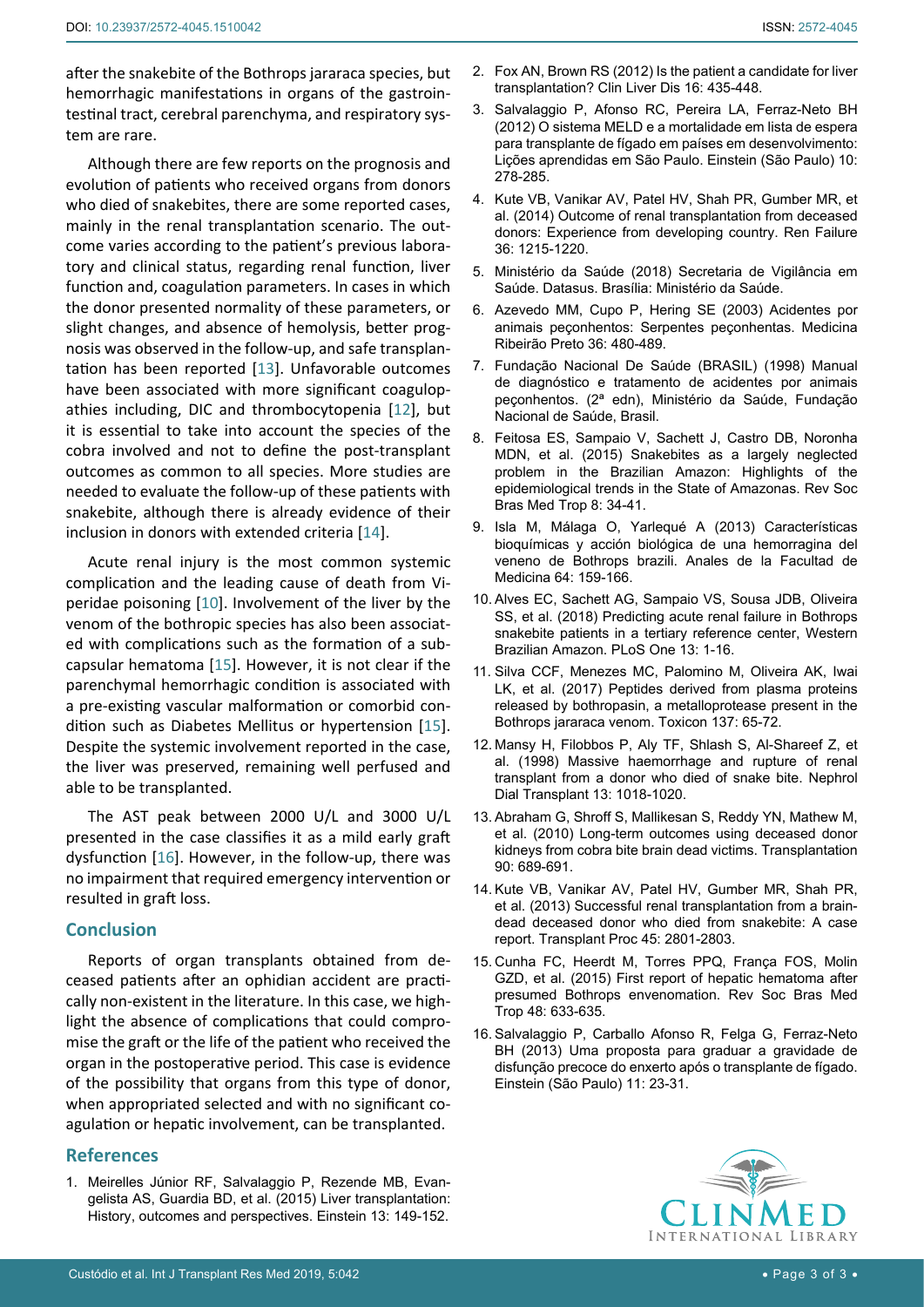after the snakebite of the Bothrops jararaca species, but hemorrhagic manifestations in organs of the gastrointestinal tract, cerebral parenchyma, and respiratory system are rare.

Although there are few reports on the prognosis and evolution of patients who received organs from donors who died of snakebites, there are some reported cases, mainly in the renal transplantation scenario. The outcome varies according to the patient's previous laboratory and clinical status, regarding renal function, liver function and, coagulation parameters. In cases in which the donor presented normality of these parameters, or slight changes, and absence of hemolysis, better prognosis was observed in the follow-up, and safe transplantation has been reported [13]. Unfavorable outcomes have been associated with more significant coagulopathies including, DIC and thrombocytopenia [12], but it is essential to take into account the species of the cobra involved and not to define the post-transplant outcomes as common to all species. More studies are needed to evaluate the follow-up of these patients with snakebite, although there is already evidence of their inclusion in donors with extended criteria [14].

Acute renal injury is the most common systemic complication and the leading cause of death from Viperidae poisoning [10]. Involvement of the liver by the venom of the bothropic species has also been associated with complications such as the formation of a subcapsular hematoma [15]. However, it is not clear if the parenchymal hemorrhagic condition is associated with a pre-existing vascular malformation or comorbid condition such as Diabetes Mellitus or hypertension [15]. Despite the systemic involvement reported in the case, the liver was preserved, remaining well perfused and able to be transplanted.

The AST peak between 2000 U/L and 3000 U/L presented in the case classifies it as a mild early graft dysfunction [16]. However, in the follow-up, there was no impairment that required emergency intervention or resulted in graft loss.

## Conclusion

Reports of organ transplants obtained from deceased patients after an ophidian accident are practically non-existent in the literature. In this case, we highlight the absence of complications that could compromise the graft or the life of the patient who received the organ in the postoperative period. This case is evidence of the possibility that organs from this type of donor, when appropriated selected and with no significant coagulation or hepatic involvement, can be transplanted.

## References

1. Meirelles Júnior RF, Salvalaggio P, Rezende MB, Evangelista AS, Guardia BD, et al. (2015) Liver transplantation: History, outcomes and perspectives. Einstein 13: 149-152.
2. Fox AN, Brown RS (2012) Is the patient a candidate for liver transplantation? Clin Liver Dis 16: 435-448.
3. Salvalaggio P, Afonso RC, Pereira LA, Ferraz-Neto BH (2012) O sistema MELD e a mortalidade em lista de espera para transplante de fígado em países em desenvolvimento: Lições aprendidas em São Paulo. Einstein (São Paulo) 10: 278-285.
4. Kute VB, Vanikar AV, Patel HV, Shah PR, Gumber MR, et al. (2014) Outcome of renal transplantation from deceased donors: Experience from developing country. Ren Failure 36: 1215-1220.
5. Ministério da Saúde (2018) Secretaria de Vigilância em Saúde. Datasus. Brasília: Ministério da Saúde.
6. Azevedo MM, Cupo P, Hering SE (2003) Acidentes por animais peçonhentos: Serpentes peçonhentas. Medicina Ribeirão Preto 36: 480-489.
7. Fundação Nacional De Saúde (BRASIL) (1998) Manual de diagnóstico e tratamento de acidentes por animais peçonhentos. (2ª edn), Ministério da Saúde, Fundação Nacional de Saúde, Brasil.
8. Feitosa ES, Sampaio V, Sachett J, Castro DB, Noronha MDN, et al. (2015) Snakebites as a largely neglected problem in the Brazilian Amazon: Highlights of the epidemiological trends in the State of Amazonas. Rev Soc Bras Med Trop 8: 34-41.
9. Isla M, Málaga O, Yarlequé A (2013) Características bioquímicas y acción biológica de una hemorragina del veneno de Bothrops brazili. Anales de la Facultad de Medicina 64: 159-166.
10. Alves EC, Sachett AG, Sampaio VS, Sousa JDB, Oliveira SS, et al. (2018) Predicting acute renal failure in Bothrops snakebite patients in a tertiary reference center, Western Brazilian Amazon. PLoS One 13: 1-16.
11. Silva CCF, Menezes MC, Palomino M, Oliveira AK, Iwai LK, et al. (2017) Peptides derived from plasma proteins released by bothropasin, a metalloprotease present in the Bothrops jararaca venom. Toxicon 137: 65-72.
12. Mansy H, Filobbos P, Aly TF, Shlash S, Al-Shareef Z, et al. (1998) Massive haemorrhage and rupture of renal transplant from a donor who died of snake bite. Nephrol Dial Transplant 13: 1018-1020.
13. Abraham G, Shroff S, Mallikesan S, Reddy YN, Mathew M, et al. (2010) Long-term outcomes using deceased donor kidneys from cobra bite brain dead victims. Transplantation 90: 689-691.
14. Kute VB, Vanikar AV, Patel HV, Gumber MR, Shah PR, et al. (2013) Successful renal transplantation from a brain-dead deceased donor who died from snakebite: A case report. Transplant Proc 45: 2801-2803.
15. Cunha FC, Heerdt M, Torres PPQ, França FOS, Molin GZD, et al. (2015) First report of hepatic hematoma after presumed Bothrops envenomation. Rev Soc Bras Med Trop 48: 633-635.
16. Salvalaggio P, Carballo Afonso R, Felga G, Ferraz-Neto BH (2013) Uma proposta para graduar a gravidade de disfunção precoce do enxerto após o transplante de fígado. Einstein (São Paulo) 11: 23-31.